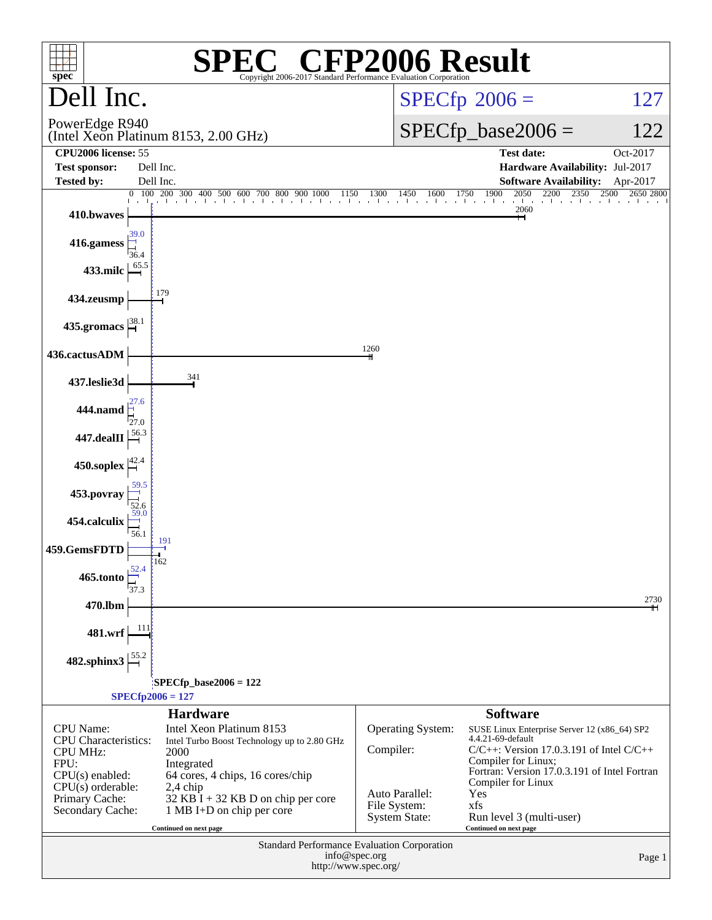# SPEC® CFP2006 Result

Copyright 2006-2017 Standard Performance Evaluation Corporation

## Dell Inc.

PowerEdge R940
(Intel Xeon Platinum 8153, 2.00 GHz)

SPECfp 2006 = 127

SPECfp_base2006 = 122

| | | | |
|---|---|---|---|
| **CPU2006 license:** 55 | | **Test date:** | Oct-2017 |
| **Test sponsor:** | Dell Inc. | **Hardware Availability:** | Jul-2017 |
| **Tested by:** | Dell Inc. | **Software Availability:** | Apr-2017 |

| Benchmark | Peak | Base |
|---|---|---|
| 410.bwaves | | 2060 |
| 416.gamess | 39.0 | 36.4 |
| 433.milc | | 65.5 |
| 434.zeusmp | | 179 |
| 435.gromacs | | 38.1 |
| 436.cactusADM | | 1260 |
| 437.leslie3d | | 341 |
| 444.namd | 27.6 | 27.0 |
| 447.dealII | | 56.3 |
| 450.soplex | | 42.4 |
| 453.povray | 59.5 | 52.6 |
| 454.calculix | 59.0 | 56.1 |
| 459.GemsFDTD | 191 | 162 |
| 465.tonto | 52.4 | 37.3 |
| 470.lbm | | 2730 |
| 481.wrf | | 111 |
| 482.sphinx3 | | 55.2 |

SPECfp_base2006 = 122

SPECfp2006 = 127

### Hardware

| | |
|---|---|
| CPU Name: | Intel Xeon Platinum 8153 |
| CPU Characteristics: | Intel Turbo Boost Technology up to 2.80 GHz |
| CPU MHz: | 2000 |
| FPU: | Integrated |
| CPU(s) enabled: | 64 cores, 4 chips, 16 cores/chip |
| CPU(s) orderable: | 2,4 chip |
| Primary Cache: | 32 KB I + 32 KB D on chip per core |
| Secondary Cache: | 1 MB I+D on chip per core |

Continued on next page

### Software

| | |
|---|---|
| Operating System: | SUSE Linux Enterprise Server 12 (x86_64) SP2 4.4.21-69-default |
| Compiler: | C/C++: Version 17.0.3.191 of Intel C/C++ Compiler for Linux; Fortran: Version 17.0.3.191 of Intel Fortran Compiler for Linux |
| Auto Parallel: | Yes |
| File System: | xfs |
| System State: | Run level 3 (multi-user) |

Continued on next page

Standard Performance Evaluation Corporation
info@spec.org
http://www.spec.org/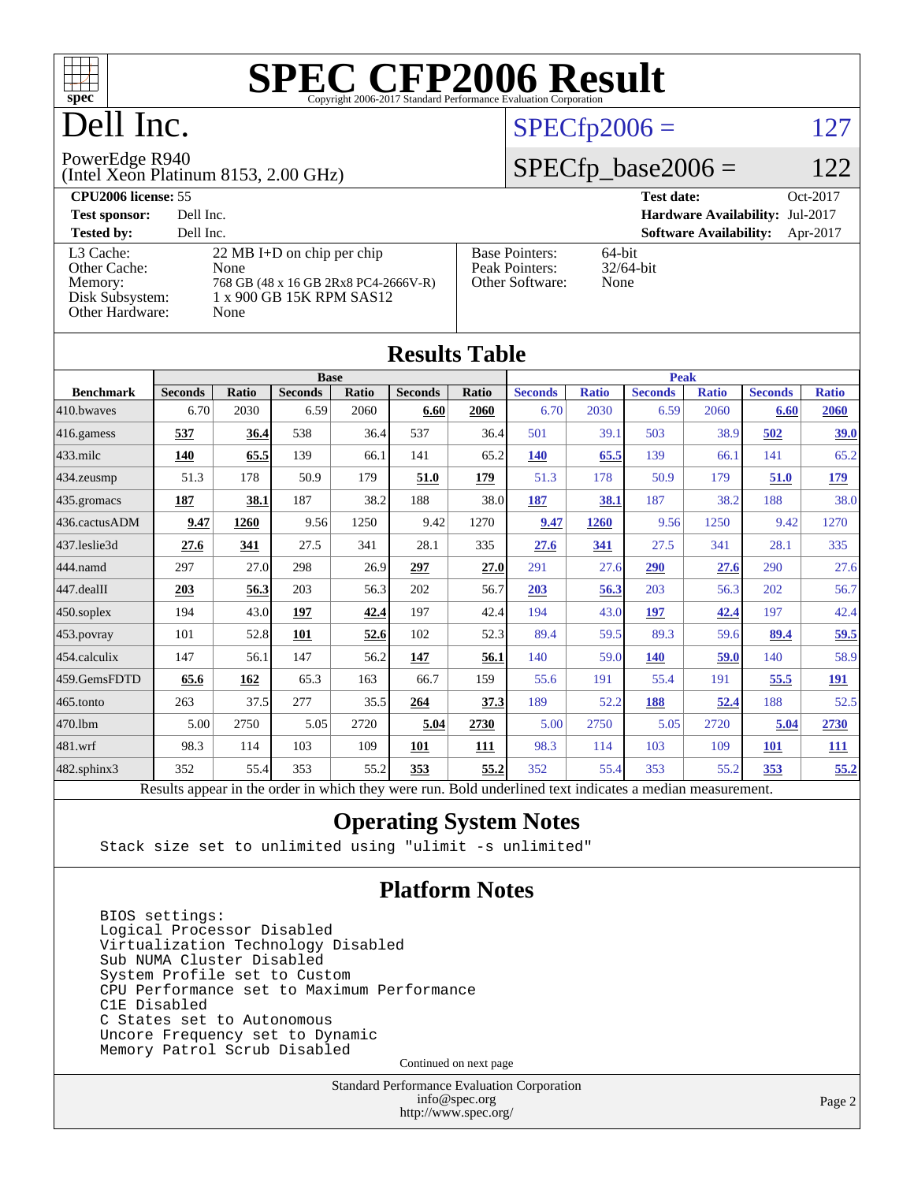# SPEC CFP2006 Result

Copyright 2006-2017 Standard Performance Evaluation Corporation

# Dell Inc.

PowerEdge R940
(Intel Xeon Platinum 8153, 2.00 GHz)

SPECfp2006 = 127

SPECfp_base2006 = 122

| | | | |
|---|---|---|---|
| **CPU2006 license:** 55 | | **Test date:** | Oct-2017 |
| **Test sponsor:** | Dell Inc. | **Hardware Availability:** | Jul-2017 |
| **Tested by:** | Dell Inc. | **Software Availability:** | Apr-2017 |

| | |
|---|---|
| L3 Cache: | 22 MB I+D on chip per chip |
| Other Cache: | None |
| Memory: | 768 GB (48 x 16 GB 2Rx8 PC4-2666V-R) |
| Disk Subsystem: | 1 x 900 GB 15K RPM SAS12 |
| Other Hardware: | None |

| | |
|---|---|
| Base Pointers: | 64-bit |
| Peak Pointers: | 32/64-bit |
| Other Software: | None |

## Results Table

| Benchmark | Base | | | | | | Peak | | | | | |
|---|---|---|---|---|---|---|---|---|---|---|---|---|
| | Seconds | Ratio | Seconds | Ratio | Seconds | Ratio | Seconds | Ratio | Seconds | Ratio | Seconds | Ratio |
| 410.bwaves | 6.70 | 2030 | 6.59 | 2060 | **6.60** | **2060** | 6.70 | 2030 | 6.59 | 2060 | **6.60** | **2060** |
| 416.gamess | **537** | **36.4** | 538 | 36.4 | 537 | 36.4 | 501 | 39.1 | 503 | 38.9 | **502** | **39.0** |
| 433.milc | **140** | **65.5** | 139 | 66.1 | 141 | 65.2 | **140** | **65.5** | 139 | 66.1 | 141 | 65.2 |
| 434.zeusmp | 51.3 | 178 | 50.9 | 179 | **51.0** | **179** | 51.3 | 178 | 50.9 | 179 | **51.0** | **179** |
| 435.gromacs | **187** | **38.1** | 187 | 38.2 | 188 | 38.0 | **187** | **38.1** | 187 | 38.2 | 188 | 38.0 |
| 436.cactusADM | **9.47** | **1260** | 9.56 | 1250 | 9.42 | 1270 | **9.47** | **1260** | 9.56 | 1250 | 9.42 | 1270 |
| 437.leslie3d | **27.6** | **341** | 27.5 | 341 | 28.1 | 335 | **27.6** | **341** | 27.5 | 341 | 28.1 | 335 |
| 444.namd | 297 | 27.0 | 298 | 26.9 | **297** | **27.0** | 291 | 27.6 | **290** | **27.6** | 290 | 27.6 |
| 447.dealII | **203** | **56.3** | 203 | 56.3 | 202 | 56.7 | **203** | **56.3** | 203 | 56.3 | 202 | 56.7 |
| 450.soplex | 194 | 43.0 | **197** | **42.4** | 197 | 42.4 | 194 | 43.0 | **197** | **42.4** | 197 | 42.4 |
| 453.povray | 101 | 52.8 | **101** | **52.6** | 102 | 52.3 | 89.4 | 59.5 | 89.3 | 59.6 | **89.4** | **59.5** |
| 454.calculix | 147 | 56.1 | 147 | 56.2 | **147** | **56.1** | 140 | 59.0 | **140** | **59.0** | 140 | 58.9 |
| 459.GemsFDTD | **65.6** | **162** | 65.3 | 163 | 66.7 | 159 | 55.6 | 191 | 55.4 | 191 | **55.5** | **191** |
| 465.tonto | 263 | 37.5 | 277 | 35.5 | **264** | **37.3** | 189 | 52.2 | **188** | **52.4** | 188 | 52.5 |
| 470.lbm | 5.00 | 2750 | 5.05 | 2720 | **5.04** | **2730** | 5.00 | 2750 | 5.05 | 2720 | **5.04** | **2730** |
| 481.wrf | 98.3 | 114 | 103 | 109 | **101** | **111** | 98.3 | 114 | 103 | 109 | **101** | **111** |
| 482.sphinx3 | 352 | 55.4 | 353 | 55.2 | **353** | **55.2** | 352 | 55.4 | 353 | 55.2 | **353** | **55.2** |

Results appear in the order in which they were run. Bold underlined text indicates a median measurement.

## Operating System Notes

```
Stack size set to unlimited using "ulimit -s unlimited"
```

## Platform Notes

```
BIOS settings:
Logical Processor Disabled
Virtualization Technology Disabled
Sub NUMA Cluster Disabled
System Profile set to Custom
CPU Performance set to Maximum Performance
C1E Disabled
C States set to Autonomous
Uncore Frequency set to Dynamic
Memory Patrol Scrub Disabled
```

Continued on next page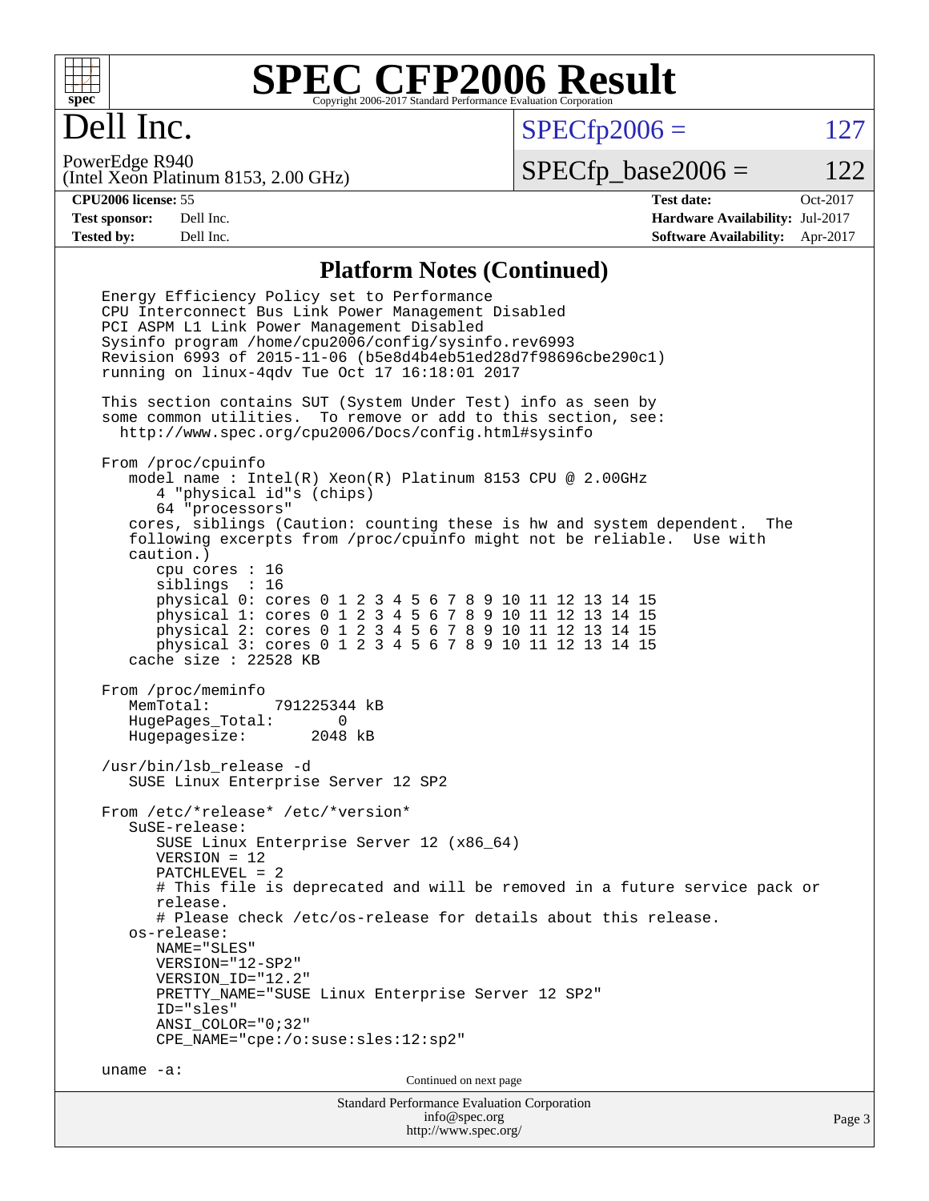# SPEC CFP2006 Result

Copyright 2006-2017 Standard Performance Evaluation Corporation

## Dell Inc.

PowerEdge R940
(Intel Xeon Platinum 8153, 2.00 GHz)

SPECfp2006 = 127

SPECfp_base2006 = 122

| | | | |
|---|---|---|---|
| **CPU2006 license:** 55 | | **Test date:** | Oct-2017 |
| **Test sponsor:** | Dell Inc. | **Hardware Availability:** | Jul-2017 |
| **Tested by:** | Dell Inc. | **Software Availability:** | Apr-2017 |

### Platform Notes (Continued)

```
Energy Efficiency Policy set to Performance
CPU Interconnect Bus Link Power Management Disabled
PCI ASPM L1 Link Power Management Disabled
Sysinfo program /home/cpu2006/config/sysinfo.rev6993
Revision 6993 of 2015-11-06 (b5e8d4b4eb51ed28d7f98696cbe290c1)
running on linux-4qdv Tue Oct 17 16:18:01 2017

This section contains SUT (System Under Test) info as seen by
some common utilities.  To remove or add to this section, see:
  http://www.spec.org/cpu2006/Docs/config.html#sysinfo

From /proc/cpuinfo
   model name : Intel(R) Xeon(R) Platinum 8153 CPU @ 2.00GHz
      4 "physical id"s (chips)
      64 "processors"
   cores, siblings (Caution: counting these is hw and system dependent.  The
   following excerpts from /proc/cpuinfo might not be reliable.  Use with
   caution.)
      cpu cores : 16
      siblings  : 16
      physical 0: cores 0 1 2 3 4 5 6 7 8 9 10 11 12 13 14 15
      physical 1: cores 0 1 2 3 4 5 6 7 8 9 10 11 12 13 14 15
      physical 2: cores 0 1 2 3 4 5 6 7 8 9 10 11 12 13 14 15
      physical 3: cores 0 1 2 3 4 5 6 7 8 9 10 11 12 13 14 15
   cache size : 22528 KB

From /proc/meminfo
   MemTotal:       791225344 kB
   HugePages_Total:       0
   Hugepagesize:       2048 kB

/usr/bin/lsb_release -d
   SUSE Linux Enterprise Server 12 SP2

From /etc/*release* /etc/*version*
   SuSE-release:
      SUSE Linux Enterprise Server 12 (x86_64)
      VERSION = 12
      PATCHLEVEL = 2
      # This file is deprecated and will be removed in a future service pack or
      release.
      # Please check /etc/os-release for details about this release.
   os-release:
      NAME="SLES"
      VERSION="12-SP2"
      VERSION_ID="12.2"
      PRETTY_NAME="SUSE Linux Enterprise Server 12 SP2"
      ID="sles"
      ANSI_COLOR="0;32"
      CPE_NAME="cpe:/o:suse:sles:12:sp2"

uname -a:
```

Continued on next page

Standard Performance Evaluation Corporation
info@spec.org
http://www.spec.org/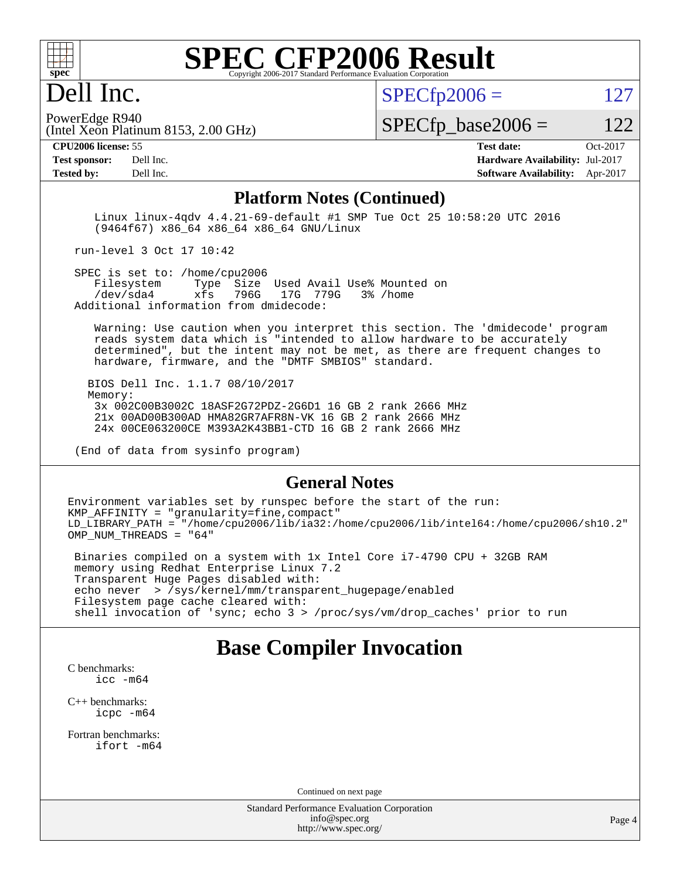# SPEC CFP2006 Result

Copyright 2006-2017 Standard Performance Evaluation Corporation

## Dell Inc.

PowerEdge R940
(Intel Xeon Platinum 8153, 2.00 GHz)

SPECfp2006 = 127

SPECfp_base2006 = 122

| | | | |
|---|---|---|---|
| **CPU2006 license:** 55 | | **Test date:** | Oct-2017 |
| **Test sponsor:** | Dell Inc. | **Hardware Availability:** | Jul-2017 |
| **Tested by:** | Dell Inc. | **Software Availability:** | Apr-2017 |

### Platform Notes (Continued)

```
    Linux linux-4qdv 4.4.21-69-default #1 SMP Tue Oct 25 10:58:20 UTC 2016
    (9464f67) x86_64 x86_64 x86_64 GNU/Linux

 run-level 3 Oct 17 10:42

 SPEC is set to: /home/cpu2006
    Filesystem     Type  Size  Used Avail Use% Mounted on
    /dev/sda4      xfs   796G   17G  779G   3% /home
 Additional information from dmidecode:

    Warning: Use caution when you interpret this section. The 'dmidecode' program
    reads system data which is "intended to allow hardware to be accurately
    determined", but the intent may not be met, as there are frequent changes to
    hardware, firmware, and the "DMTF SMBIOS" standard.

   BIOS Dell Inc. 1.1.7 08/10/2017
   Memory:
    3x 002C00B3002C 18ASF2G72PDZ-2G6D1 16 GB 2 rank 2666 MHz
    21x 00AD00B300AD HMA82GR7AFR8N-VK 16 GB 2 rank 2666 MHz
    24x 00CE063200CE M393A2K43BB1-CTD 16 GB 2 rank 2666 MHz

 (End of data from sysinfo program)
```

### General Notes

```
Environment variables set by runspec before the start of the run:
KMP_AFFINITY = "granularity=fine,compact"
LD_LIBRARY_PATH = "/home/cpu2006/lib/ia32:/home/cpu2006/lib/intel64:/home/cpu2006/sh10.2"
OMP_NUM_THREADS = "64"

 Binaries compiled on a system with 1x Intel Core i7-4790 CPU + 32GB RAM
 memory using Redhat Enterprise Linux 7.2
 Transparent Huge Pages disabled with:
 echo never  > /sys/kernel/mm/transparent_hugepage/enabled
 Filesystem page cache cleared with:
 shell invocation of 'sync; echo 3 > /proc/sys/vm/drop_caches' prior to run
```

## Base Compiler Invocation

C benchmarks:
```
icc -m64
```

C++ benchmarks:
```
icpc -m64
```

Fortran benchmarks:
```
ifort -m64
```

Continued on next page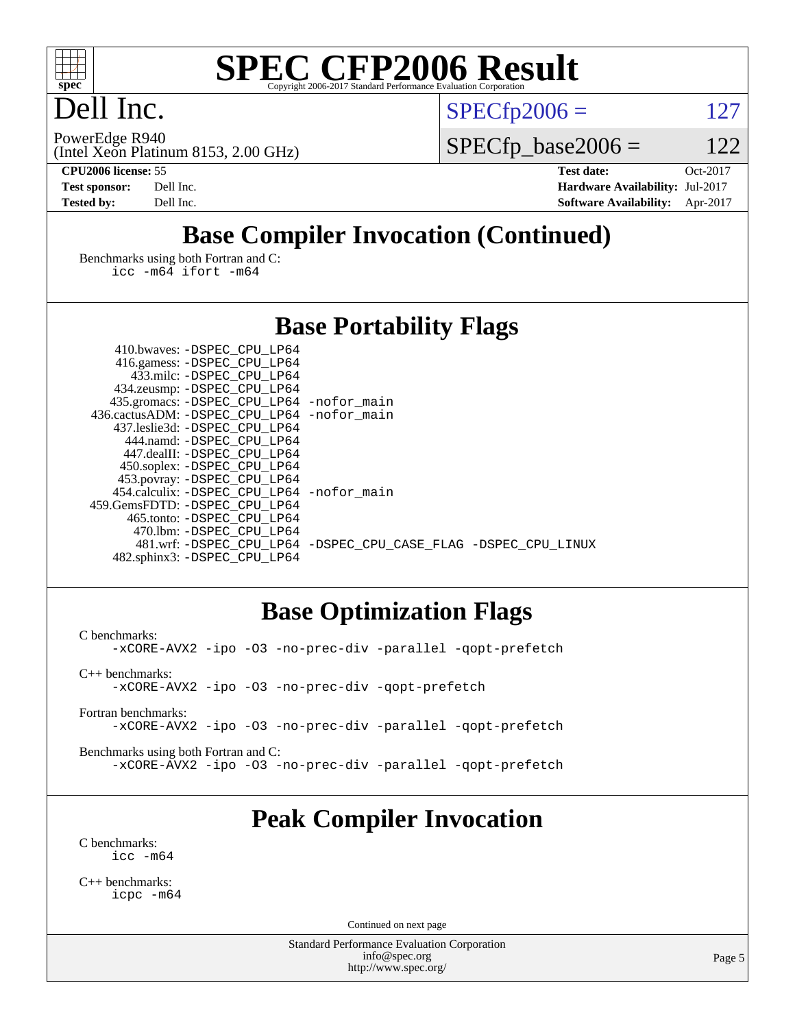# SPEC CFP2006 Result

Copyright 2006-2017 Standard Performance Evaluation Corporation

# Dell Inc.

PowerEdge R940
(Intel Xeon Platinum 8153, 2.00 GHz)

SPECfp2006 = 127

SPECfp_base2006 = 122

| | | | |
|---|---|---|---|
| **CPU2006 license:** 55 | | **Test date:** | Oct-2017 |
| **Test sponsor:** | Dell Inc. | **Hardware Availability:** | Jul-2017 |
| **Tested by:** | Dell Inc. | **Software Availability:** | Apr-2017 |

## Base Compiler Invocation (Continued)

Benchmarks using both Fortran and C:
```
icc -m64 ifort -m64
```

## Base Portability Flags

```
   410.bwaves: -DSPEC_CPU_LP64
   416.gamess: -DSPEC_CPU_LP64
     433.milc: -DSPEC_CPU_LP64
   434.zeusmp: -DSPEC_CPU_LP64
  435.gromacs: -DSPEC_CPU_LP64 -nofor_main
 436.cactusADM: -DSPEC_CPU_LP64 -nofor_main
  437.leslie3d: -DSPEC_CPU_LP64
     444.namd: -DSPEC_CPU_LP64
   447.dealII: -DSPEC_CPU_LP64
   450.soplex: -DSPEC_CPU_LP64
   453.povray: -DSPEC_CPU_LP64
  454.calculix: -DSPEC_CPU_LP64 -nofor_main
 459.GemsFDTD: -DSPEC_CPU_LP64
    465.tonto: -DSPEC_CPU_LP64
      470.lbm: -DSPEC_CPU_LP64
      481.wrf: -DSPEC_CPU_LP64 -DSPEC_CPU_CASE_FLAG -DSPEC_CPU_LINUX
  482.sphinx3: -DSPEC_CPU_LP64
```

## Base Optimization Flags

C benchmarks:
```
-xCORE-AVX2 -ipo -O3 -no-prec-div -parallel -qopt-prefetch
```

C++ benchmarks:
```
-xCORE-AVX2 -ipo -O3 -no-prec-div -qopt-prefetch
```

Fortran benchmarks:
```
-xCORE-AVX2 -ipo -O3 -no-prec-div -parallel -qopt-prefetch
```

Benchmarks using both Fortran and C:
```
-xCORE-AVX2 -ipo -O3 -no-prec-div -parallel -qopt-prefetch
```

## Peak Compiler Invocation

C benchmarks:
```
icc -m64
```

C++ benchmarks:
```
icpc -m64
```

Continued on next page

Standard Performance Evaluation Corporation
info@spec.org
http://www.spec.org/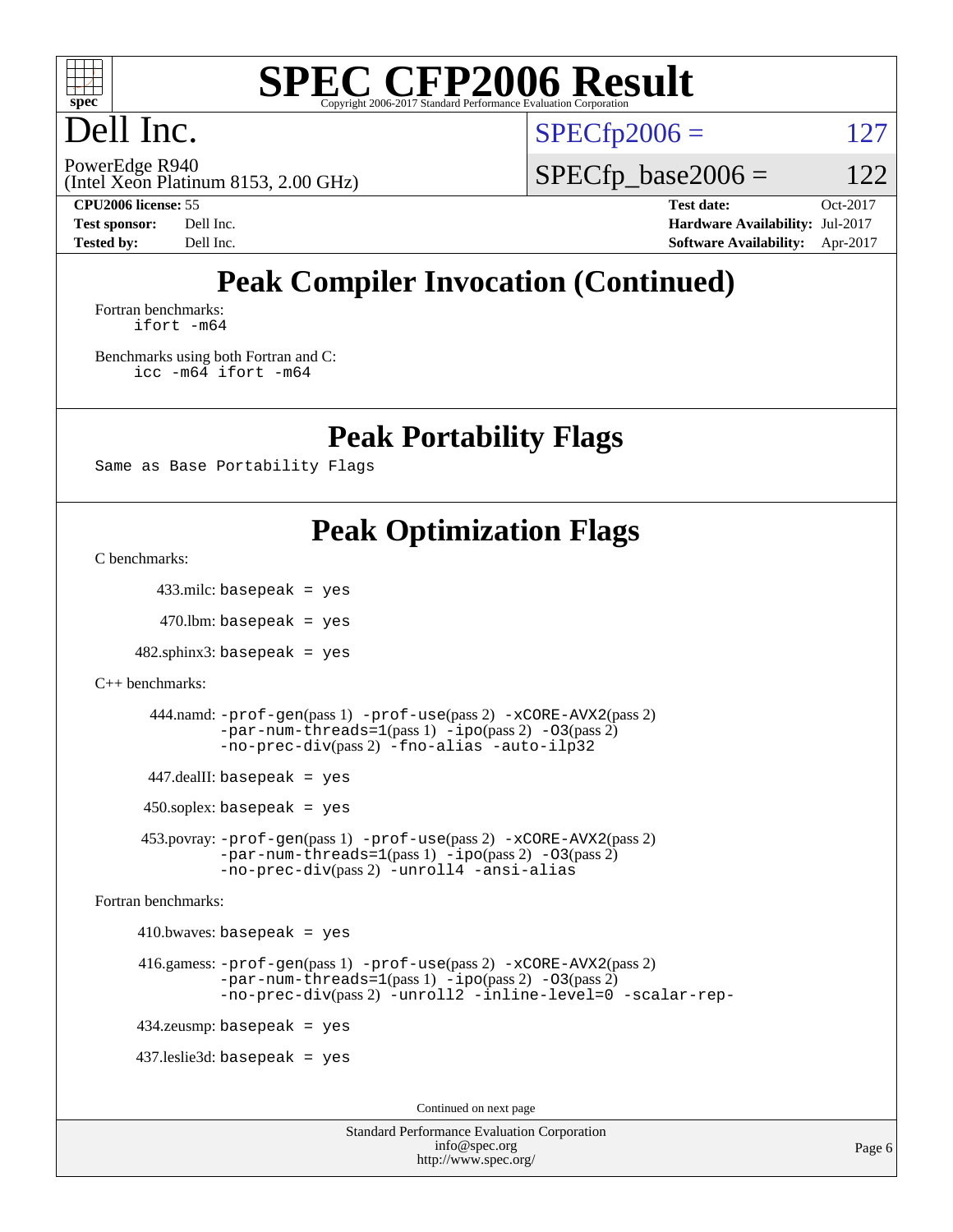# SPEC CFP2006 Result

Copyright 2006-2017 Standard Performance Evaluation Corporation

## Dell Inc.

PowerEdge R940
(Intel Xeon Platinum 8153, 2.00 GHz)

SPECfp2006 = 127

SPECfp_base2006 = 122

**CPU2006 license:** 55
**Test sponsor:** Dell Inc.
**Tested by:** Dell Inc.

**Test date:** Oct-2017
**Hardware Availability:** Jul-2017
**Software Availability:** Apr-2017

## Peak Compiler Invocation (Continued)

Fortran benchmarks:
```
ifort -m64
```

Benchmarks using both Fortran and C:
```
icc -m64 ifort -m64
```

## Peak Portability Flags

Same as Base Portability Flags

## Peak Optimization Flags

C benchmarks:

433.milc: `basepeak = yes`

470.lbm: `basepeak = yes`

482.sphinx3: `basepeak = yes`

C++ benchmarks:

444.namd: `-prof-gen`(pass 1) `-prof-use`(pass 2) `-xCORE-AVX2`(pass 2) `-par-num-threads=1`(pass 1) `-ipo`(pass 2) `-O3`(pass 2) `-no-prec-div`(pass 2) `-fno-alias -auto-ilp32`

447.dealII: `basepeak = yes`

450.soplex: `basepeak = yes`

453.povray: `-prof-gen`(pass 1) `-prof-use`(pass 2) `-xCORE-AVX2`(pass 2) `-par-num-threads=1`(pass 1) `-ipo`(pass 2) `-O3`(pass 2) `-no-prec-div`(pass 2) `-unroll4 -ansi-alias`

Fortran benchmarks:

410.bwaves: `basepeak = yes`

416.gamess: `-prof-gen`(pass 1) `-prof-use`(pass 2) `-xCORE-AVX2`(pass 2) `-par-num-threads=1`(pass 1) `-ipo`(pass 2) `-O3`(pass 2) `-no-prec-div`(pass 2) `-unroll2 -inline-level=0 -scalar-rep-`

434.zeusmp: `basepeak = yes`

437.leslie3d: `basepeak = yes`

Continued on next page

Standard Performance Evaluation Corporation
info@spec.org
http://www.spec.org/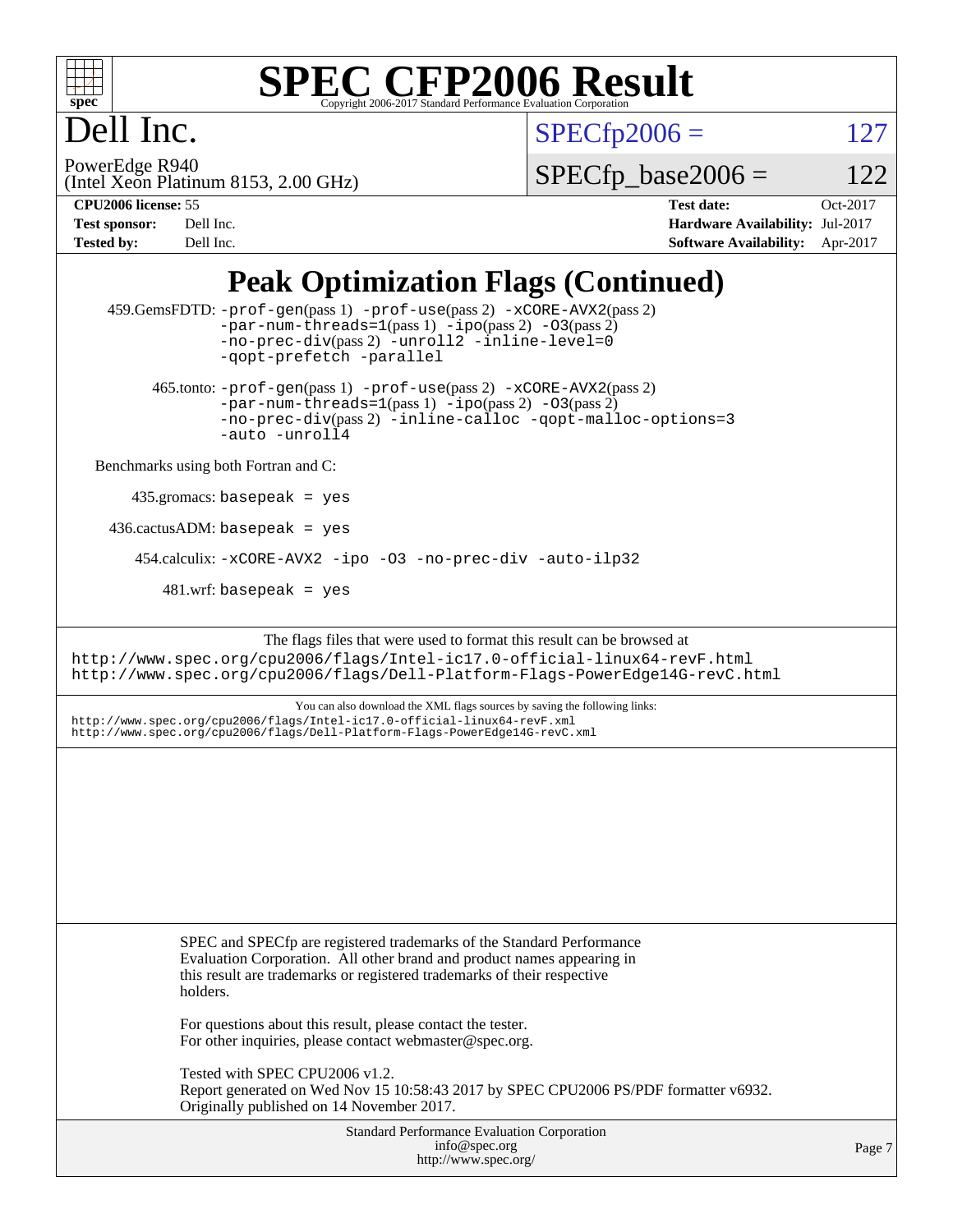# Peak Optimization Flags (Continued)

459.GemsFDTD: -prof-gen(pass 1) -prof-use(pass 2) -xCORE-AVX2(pass 2) -par-num-threads=1(pass 1) -ipo(pass 2) -O3(pass 2) -no-prec-div(pass 2) -unroll2 -inline-level=0 -qopt-prefetch -parallel

465.tonto: -prof-gen(pass 1) -prof-use(pass 2) -xCORE-AVX2(pass 2) -par-num-threads=1(pass 1) -ipo(pass 2) -O3(pass 2) -no-prec-div(pass 2) -inline-calloc -qopt-malloc-options=3 -auto -unroll4

Benchmarks using both Fortran and C:

435.gromacs: basepeak = yes

436.cactusADM: basepeak = yes

454.calculix: -xCORE-AVX2 -ipo -O3 -no-prec-div -auto-ilp32

481.wrf: basepeak = yes

The flags files that were used to format this result can be browsed at
http://www.spec.org/cpu2006/flags/Intel-ic17.0-official-linux64-revF.html
http://www.spec.org/cpu2006/flags/Dell-Platform-Flags-PowerEdge14G-revC.html

You can also download the XML flags sources by saving the following links:
http://www.spec.org/cpu2006/flags/Intel-ic17.0-official-linux64-revF.xml
http://www.spec.org/cpu2006/flags/Dell-Platform-Flags-PowerEdge14G-revC.xml

SPEC and SPECfp are registered trademarks of the Standard Performance Evaluation Corporation. All other brand and product names appearing in this result are trademarks or registered trademarks of their respective holders.

For questions about this result, please contact the tester.
For other inquiries, please contact webmaster@spec.org.

Tested with SPEC CPU2006 v1.2.
Report generated on Wed Nov 15 10:58:43 2017 by SPEC CPU2006 PS/PDF formatter v6932.
Originally published on 14 November 2017.